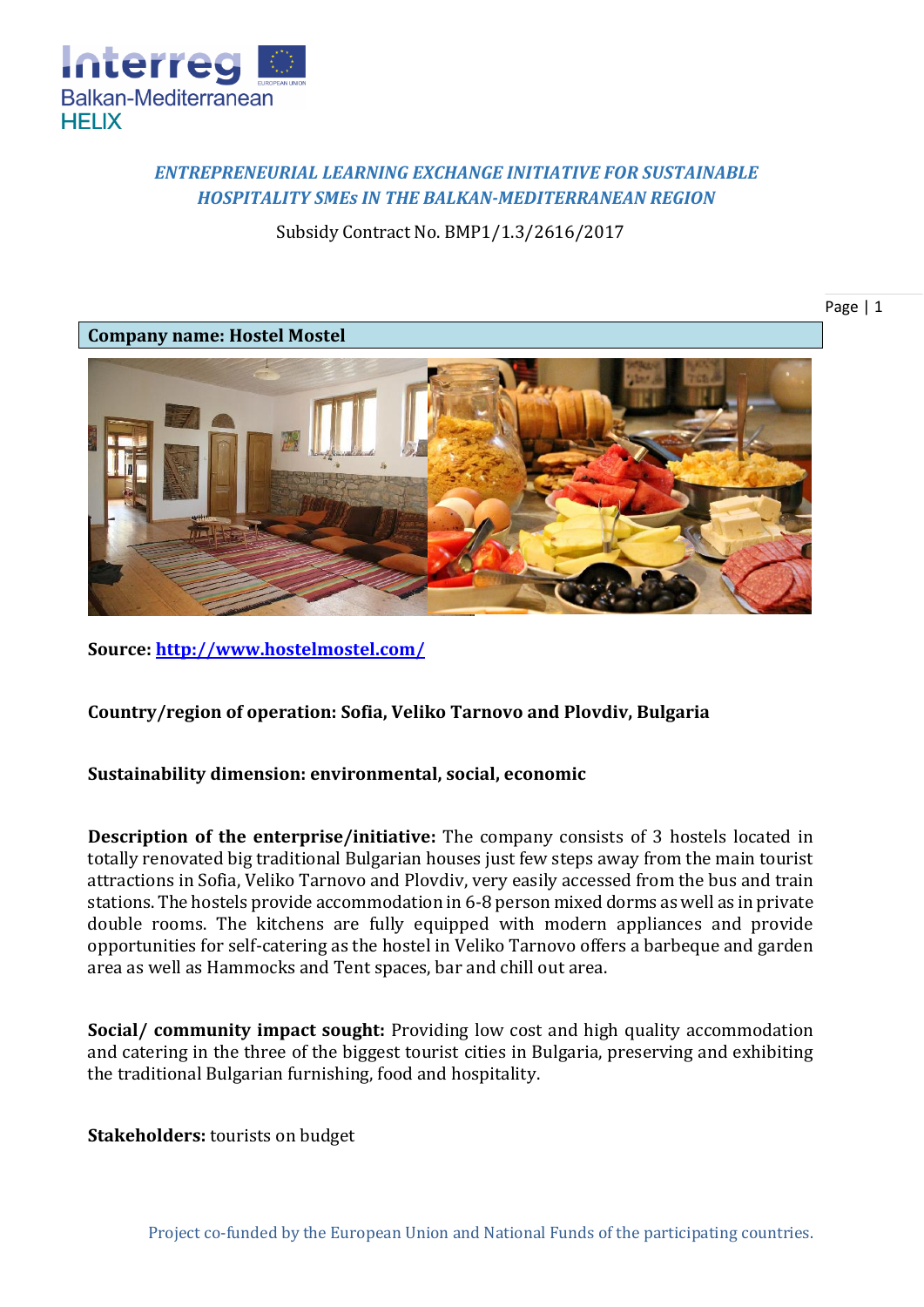*ENTREPRENEURIAL LEARNING EXCHANGE INITIATIVE FOR SUSTAINABLE HOSPITALITY SMEs IN THE BALKAN-MEDITERRANEAN REGION*

Subsidy Contract No. BMP1/1.3/2616/2017

**Company name: Hostel Mostel**

**Source: [http://www.hostelmostel.com/](http://www.hostelmostel.com/)**

**Country/region of operation: Sofia, Veliko Tarnovo and Plovdiv, Bulgaria**

**Sustainability dimension: environmental, social, economic**

**Description of the enterprise/initiative:** The company consists of 3 hostels located in totally renovated big traditional Bulgarian houses just few steps away from the main tourist attractions in Sofia, Veliko Tarnovo and Plovdiv, very easily accessed from the bus and train stations. The hostels provide accommodation in 6-8 person mixed dorms as well as in private double rooms. The kitchens are fully equipped with modern appliances and provide opportunities for self-catering as the hostel in Veliko Tarnovo offers a barbeque and garden area as well as Hammocks and Tent spaces, bar and chill out area.

**Social/ community impact sought:** Providing low cost and high quality accommodation and catering in the three of the biggest tourist cities in Bulgaria, preserving and exhibiting the traditional Bulgarian furnishing, food and hospitality.

**Stakeholders:** tourists on budget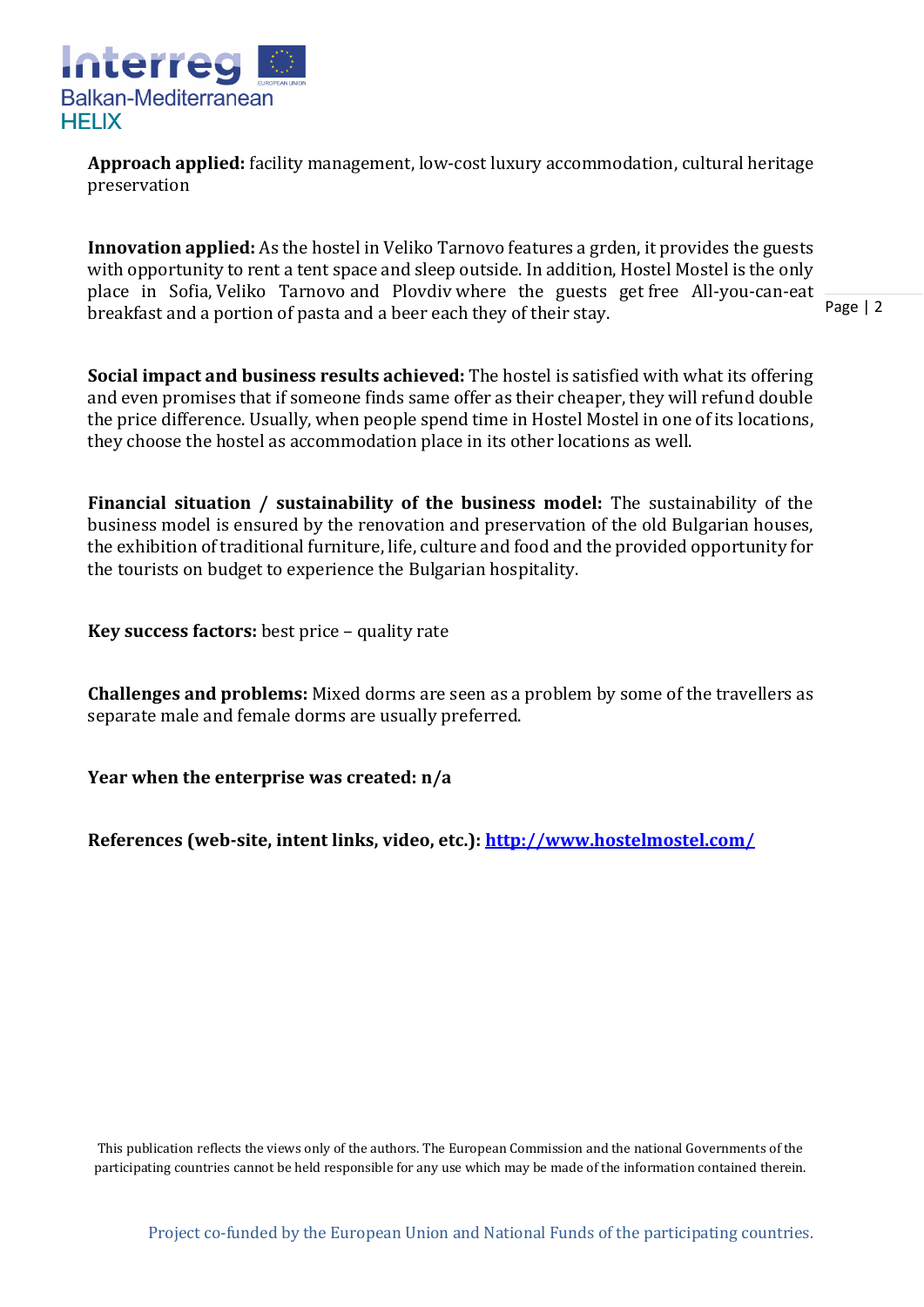**Approach applied:** facility management, low-cost luxury accommodation, cultural heritage preservation

**Innovation applied:** As the hostel in Veliko Tarnovo features a grden, it provides the guests with opportunity to rent a tent space and sleep outside. In addition, Hostel Mostel is the only place in Sofia, Veliko Tarnovo and Plovdiv where the guests get free All-you-can-eat breakfast and a portion of pasta and a beer each they of their stay.

**Social impact and business results achieved:** The hostel is satisfied with what its offering and even promises that if someone finds same offer as their cheaper, they will refund double the price difference. Usually, when people spend time in Hostel Mostel in one of its locations, they choose the hostel as accommodation place in its other locations as well.

**Financial situation / sustainability of the business model:** The sustainability of the business model is ensured by the renovation and preservation of the old Bulgarian houses, the exhibition of traditional furniture, life, culture and food and the provided opportunity for the tourists on budget to experience the Bulgarian hospitality.

**Key success factors:** best price – quality rate

**Challenges and problems:** Mixed dorms are seen as a problem by some of the travellers as separate male and female dorms are usually preferred.

**Year when the enterprise was created: n/a**

**References (web-site, intent links, video, etc.):** [http://www.hostelmostel.com/](http://www.hostelmostel.com/)

This publication reflects the views only of the authors. The European Commission and the national Governments of the participating countries cannot be held responsible for any use which may be made of the information contained therein.

Project co-funded by the European Union and National Funds of the participating countries.